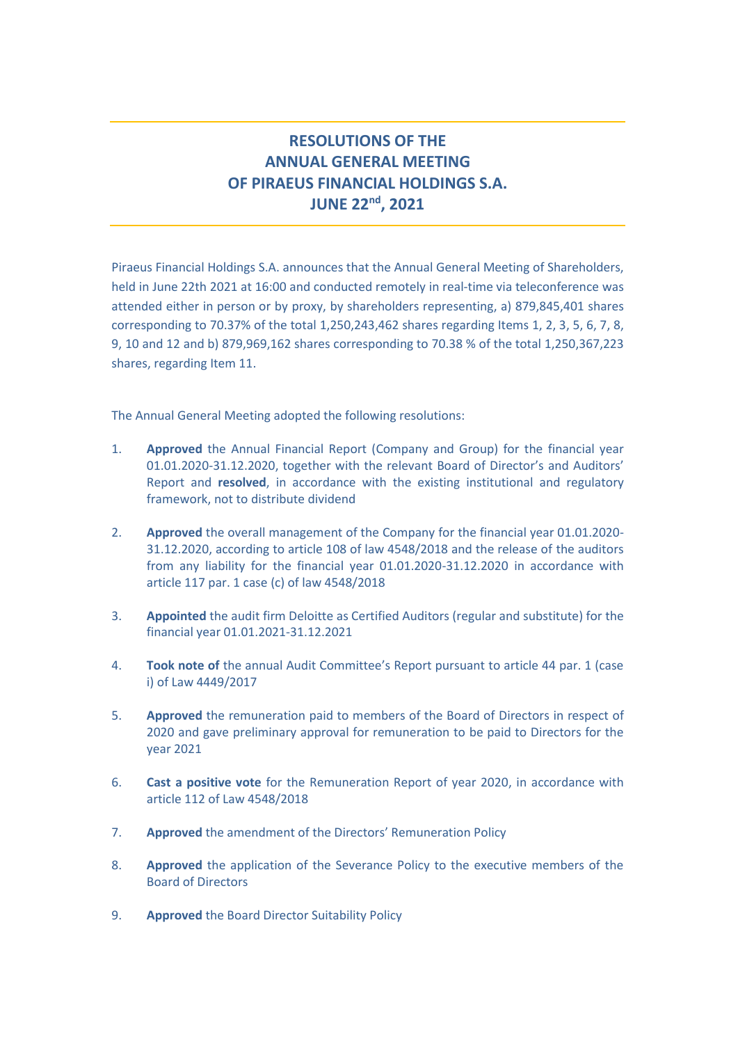# RESOLUTIONS OF THE ANNUAL GENERAL MEETING OF PIRAEUS FINANCIAL HOLDINGS S.A. JUNE 22nd, 2021

Piraeus Financial Holdings S.A. announces that the Annual General Meeting of Shareholders, held in June 22th 2021 at 16:00 and conducted remotely in real-time via teleconference was attended either in person or by proxy, by shareholders representing, a) 879,845,401 shares corresponding to 70.37% of the total 1,250,243,462 shares regarding Items 1, 2, 3, 5, 6, 7, 8, 9, 10 and 12 and b) 879,969,162 shares corresponding to 70.38 % of the total 1,250,367,223 shares, regarding Item 11.

The Annual General Meeting adopted the following resolutions:

1. **Approved** the Annual Financial Report (Company and Group) for the financial year 01.01.2020-31.12.2020, together with the relevant Board of Director's and Auditors' Report and **resolved**, in accordance with the existing institutional and regulatory framework, not to distribute dividend

2. **Approved** the overall management of the Company for the financial year 01.01.2020-31.12.2020, according to article 108 of law 4548/2018 and the release of the auditors from any liability for the financial year 01.01.2020-31.12.2020 in accordance with article 117 par. 1 case (c) of law 4548/2018

3. **Appointed** the audit firm Deloitte as Certified Auditors (regular and substitute) for the financial year 01.01.2021-31.12.2021

4. **Took note of** the annual Audit Committee's Report pursuant to article 44 par. 1 (case i) of Law 4449/2017

5. **Approved** the remuneration paid to members of the Board of Directors in respect of 2020 and gave preliminary approval for remuneration to be paid to Directors for the year 2021

6. **Cast a positive vote** for the Remuneration Report of year 2020, in accordance with article 112 of Law 4548/2018

7. **Approved** the amendment of the Directors' Remuneration Policy

8. **Approved** the application of the Severance Policy to the executive members of the Board of Directors

9. **Approved** the Board Director Suitability Policy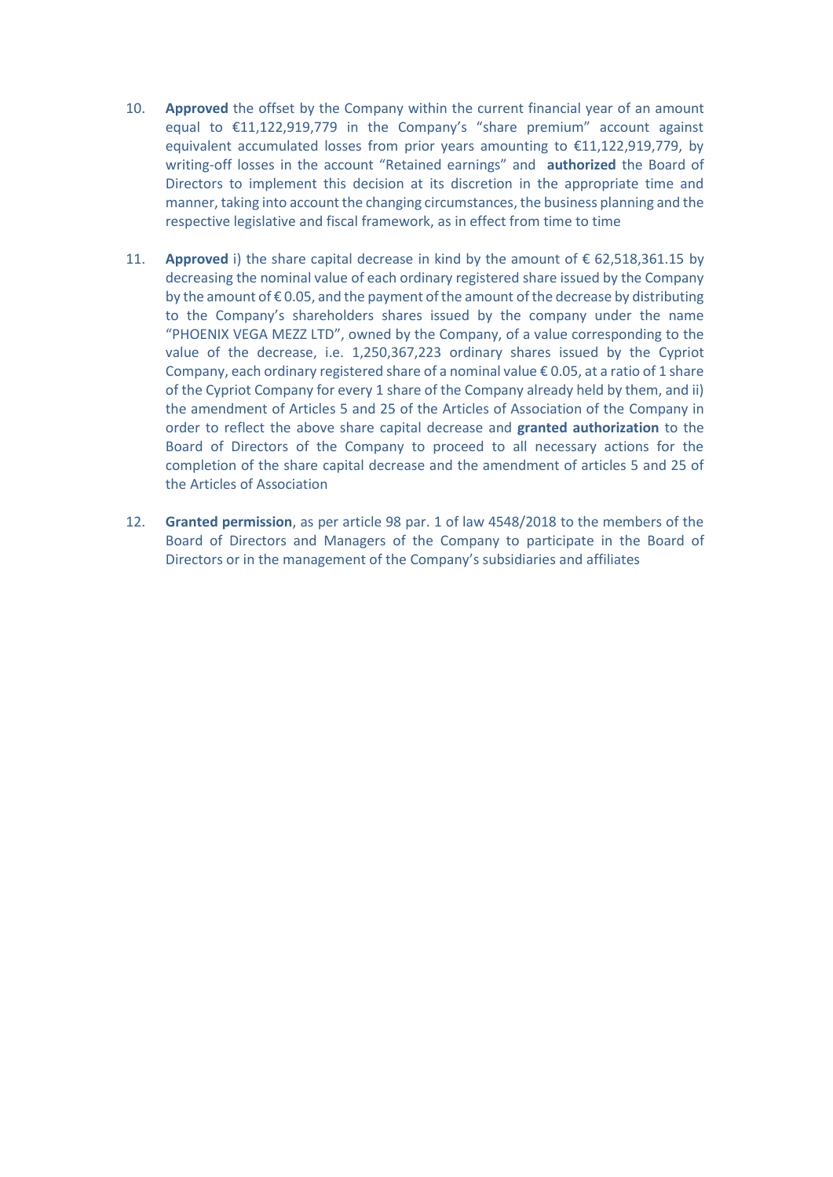10. **Approved** the offset by the Company within the current financial year of an amount equal to €11,122,919,779 in the Company's "share premium" account against equivalent accumulated losses from prior years amounting to €11,122,919,779, by writing-off losses in the account "Retained earnings" and **authorized** the Board of Directors to implement this decision at its discretion in the appropriate time and manner, taking into account the changing circumstances, the business planning and the respective legislative and fiscal framework, as in effect from time to time

11. **Approved** i) the share capital decrease in kind by the amount of € 62,518,361.15 by decreasing the nominal value of each ordinary registered share issued by the Company by the amount of € 0.05, and the payment of the amount of the decrease by distributing to the Company's shareholders shares issued by the company under the name "PHOENIX VEGA MEZZ LTD", owned by the Company, of a value corresponding to the value of the decrease, i.e. 1,250,367,223 ordinary shares issued by the Cypriot Company, each ordinary registered share of a nominal value € 0.05, at a ratio of 1 share of the Cypriot Company for every 1 share of the Company already held by them, and ii) the amendment of Articles 5 and 25 of the Articles of Association of the Company in order to reflect the above share capital decrease and **granted authorization** to the Board of Directors of the Company to proceed to all necessary actions for the completion of the share capital decrease and the amendment of articles 5 and 25 of the Articles of Association

12. **Granted permission**, as per article 98 par. 1 of law 4548/2018 to the members of the Board of Directors and Managers of the Company to participate in the Board of Directors or in the management of the Company's subsidiaries and affiliates